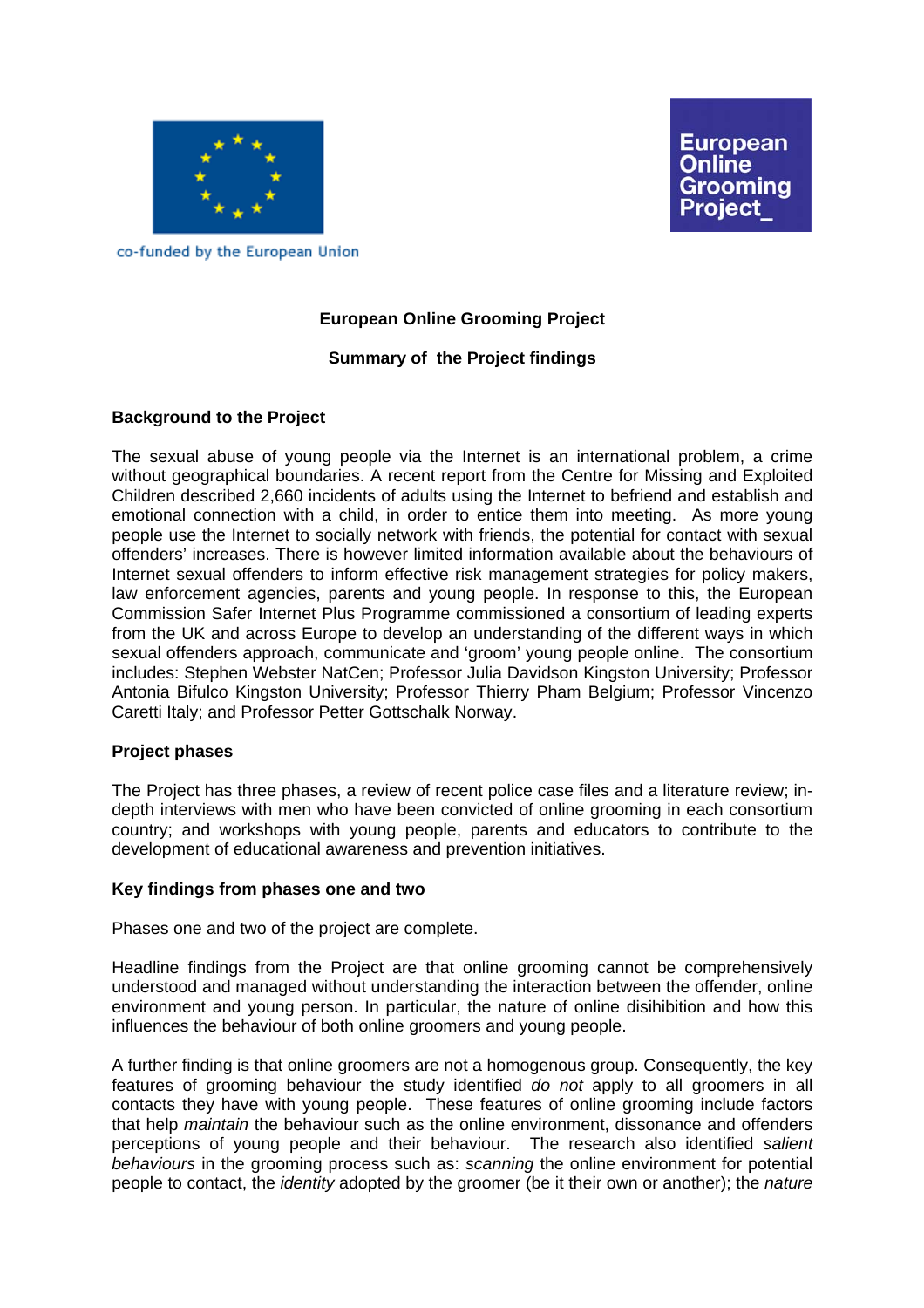co-funded by the European Union

European Online Grooming Project_

# European Online Grooming Project

## Summary of the Project findings

### Background to the Project

The sexual abuse of young people via the Internet is an international problem, a crime without geographical boundaries. A recent report from the Centre for Missing and Exploited Children described 2,660 incidents of adults using the Internet to befriend and establish and emotional connection with a child, in order to entice them into meeting. As more young people use the Internet to socially network with friends, the potential for contact with sexual offenders' increases. There is however limited information available about the behaviours of Internet sexual offenders to inform effective risk management strategies for policy makers, law enforcement agencies, parents and young people. In response to this, the European Commission Safer Internet Plus Programme commissioned a consortium of leading experts from the UK and across Europe to develop an understanding of the different ways in which sexual offenders approach, communicate and 'groom' young people online. The consortium includes: Stephen Webster NatCen; Professor Julia Davidson Kingston University; Professor Antonia Bifulco Kingston University; Professor Thierry Pham Belgium; Professor Vincenzo Caretti Italy; and Professor Petter Gottschalk Norway.

### Project phases

The Project has three phases, a review of recent police case files and a literature review; in-depth interviews with men who have been convicted of online grooming in each consortium country; and workshops with young people, parents and educators to contribute to the development of educational awareness and prevention initiatives.

### Key findings from phases one and two

Phases one and two of the project are complete.

Headline findings from the Project are that online grooming cannot be comprehensively understood and managed without understanding the interaction between the offender, online environment and young person. In particular, the nature of online disihibition and how this influences the behaviour of both online groomers and young people.

A further finding is that online groomers are not a homogenous group. Consequently, the key features of grooming behaviour the study identified *do not* apply to all groomers in all contacts they have with young people. These features of online grooming include factors that help *maintain* the behaviour such as the online environment, dissonance and offenders perceptions of young people and their behaviour. The research also identified *salient behaviours* in the grooming process such as: *scanning* the online environment for potential people to contact, the *identity* adopted by the groomer (be it their own or another); the *nature*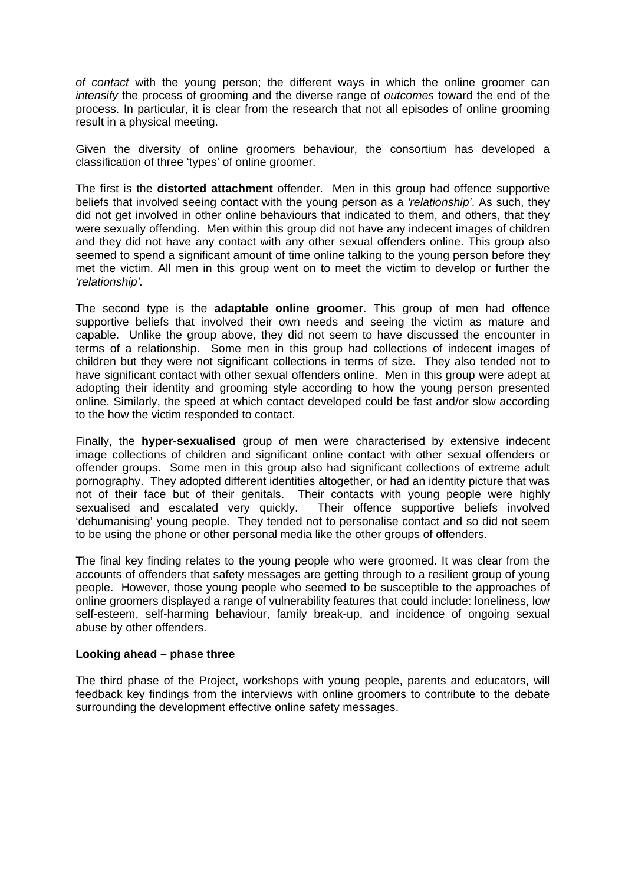*of contact* with the young person; the different ways in which the online groomer can *intensify* the process of grooming and the diverse range of *outcomes* toward the end of the process. In particular, it is clear from the research that not all episodes of online grooming result in a physical meeting.

Given the diversity of online groomers behaviour, the consortium has developed a classification of three 'types' of online groomer.

The first is the **distorted attachment** offender. Men in this group had offence supportive beliefs that involved seeing contact with the young person as a *'relationship'*. As such, they did not get involved in other online behaviours that indicated to them, and others, that they were sexually offending. Men within this group did not have any indecent images of children and they did not have any contact with any other sexual offenders online. This group also seemed to spend a significant amount of time online talking to the young person before they met the victim. All men in this group went on to meet the victim to develop or further the *'relationship'.*

The second type is the **adaptable online groomer**. This group of men had offence supportive beliefs that involved their own needs and seeing the victim as mature and capable. Unlike the group above, they did not seem to have discussed the encounter in terms of a relationship. Some men in this group had collections of indecent images of children but they were not significant collections in terms of size. They also tended not to have significant contact with other sexual offenders online. Men in this group were adept at adopting their identity and grooming style according to how the young person presented online. Similarly, the speed at which contact developed could be fast and/or slow according to the how the victim responded to contact.

Finally, the **hyper-sexualised** group of men were characterised by extensive indecent image collections of children and significant online contact with other sexual offenders or offender groups. Some men in this group also had significant collections of extreme adult pornography. They adopted different identities altogether, or had an identity picture that was not of their face but of their genitals. Their contacts with young people were highly sexualised and escalated very quickly. Their offence supportive beliefs involved 'dehumanising' young people. They tended not to personalise contact and so did not seem to be using the phone or other personal media like the other groups of offenders.

The final key finding relates to the young people who were groomed. It was clear from the accounts of offenders that safety messages are getting through to a resilient group of young people. However, those young people who seemed to be susceptible to the approaches of online groomers displayed a range of vulnerability features that could include: loneliness, low self-esteem, self-harming behaviour, family break-up, and incidence of ongoing sexual abuse by other offenders.

**Looking ahead – phase three**

The third phase of the Project, workshops with young people, parents and educators, will feedback key findings from the interviews with online groomers to contribute to the debate surrounding the development effective online safety messages.